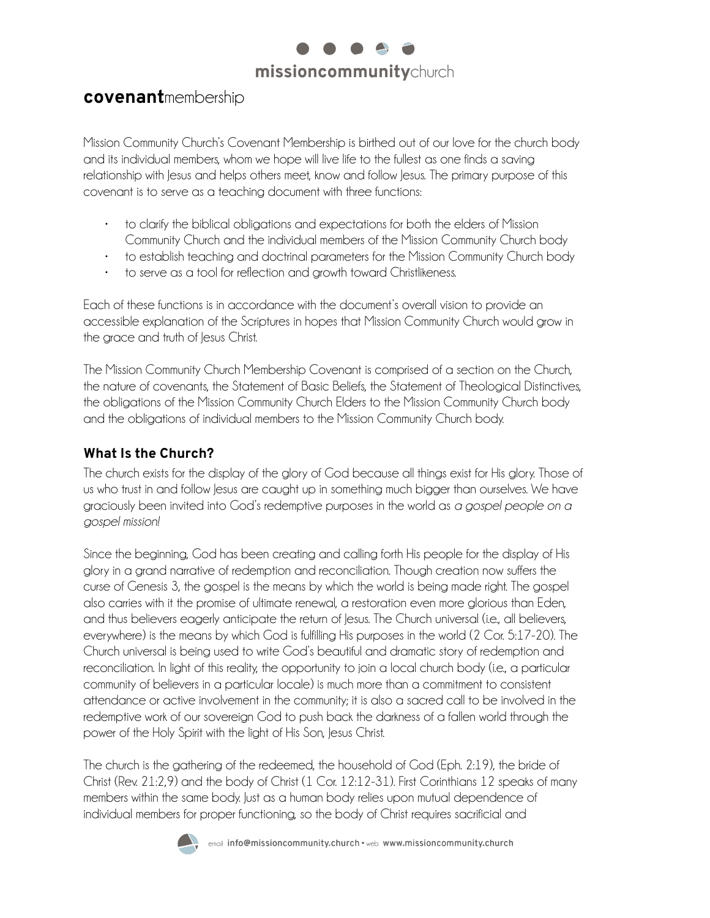# missioncommunitychurch

## covenantmembership

Mission Community Church's Covenant Membership is birthed out of our love for the church body and its individual members, whom we hope will live life to the fullest as one finds a saving relationship with Jesus and helps others meet, know and follow Jesus. The primary purpose of this covenant is to serve as a teaching document with three functions:

- to clarify the biblical obligations and expectations for both the elders of Mission Community Church and the individual members of the Mission Community Church body
- to establish teaching and doctrinal parameters for the Mission Community Church body
- to serve as a tool for reflection and growth toward Christlikeness.

Each of these functions is in accordance with the document's overall vision to provide an accessible explanation of the Scriptures in hopes that Mission Community Church would grow in the grace and truth of Jesus Christ.

The Mission Community Church Membership Covenant is comprised of a section on the Church, the nature of covenants, the Statement of Basic Beliefs, the Statement of Theological Distinctives, the obligations of the Mission Community Church Elders to the Mission Community Church body and the obligations of individual members to the Mission Community Church body.

### What Is the Church?

The church exists for the display of the glory of God because all things exist for His glory. Those of us who trust in and follow Jesus are caught up in something much bigger than ourselves. We have graciously been invited into God's redemptive purposes in the world as *a gospel people on a gospel mission!*

Since the beginning, God has been creating and calling forth His people for the display of His glory in a grand narrative of redemption and reconciliation. Though creation now suffers the curse of Genesis 3, the gospel is the means by which the world is being made right. The gospel also carries with it the promise of ultimate renewal, a restoration even more glorious than Eden, and thus believers eagerly anticipate the return of Jesus. The Church universal (i.e., all believers, everywhere) is the means by which God is fulfilling His purposes in the world (2 Cor. 5:17-20). The Church universal is being used to write God's beautiful and dramatic story of redemption and reconciliation. In light of this reality, the opportunity to join a local church body (i.e., a particular community of believers in a particular locale) is much more than a commitment to consistent attendance or active involvement in the community; it is also a sacred call to be involved in the redemptive work of our sovereign God to push back the darkness of a fallen world through the power of the Holy Spirit with the light of His Son, Jesus Christ.

The church is the gathering of the redeemed, the household of God (Eph. 2:19), the bride of Christ (Rev. 21:2,9) and the body of Christ (1 Cor. 12:12-31). First Corinthians 12 speaks of many members within the same body. Just as a human body relies upon mutual dependence of individual members for proper functioning, so the body of Christ requires sacrificial and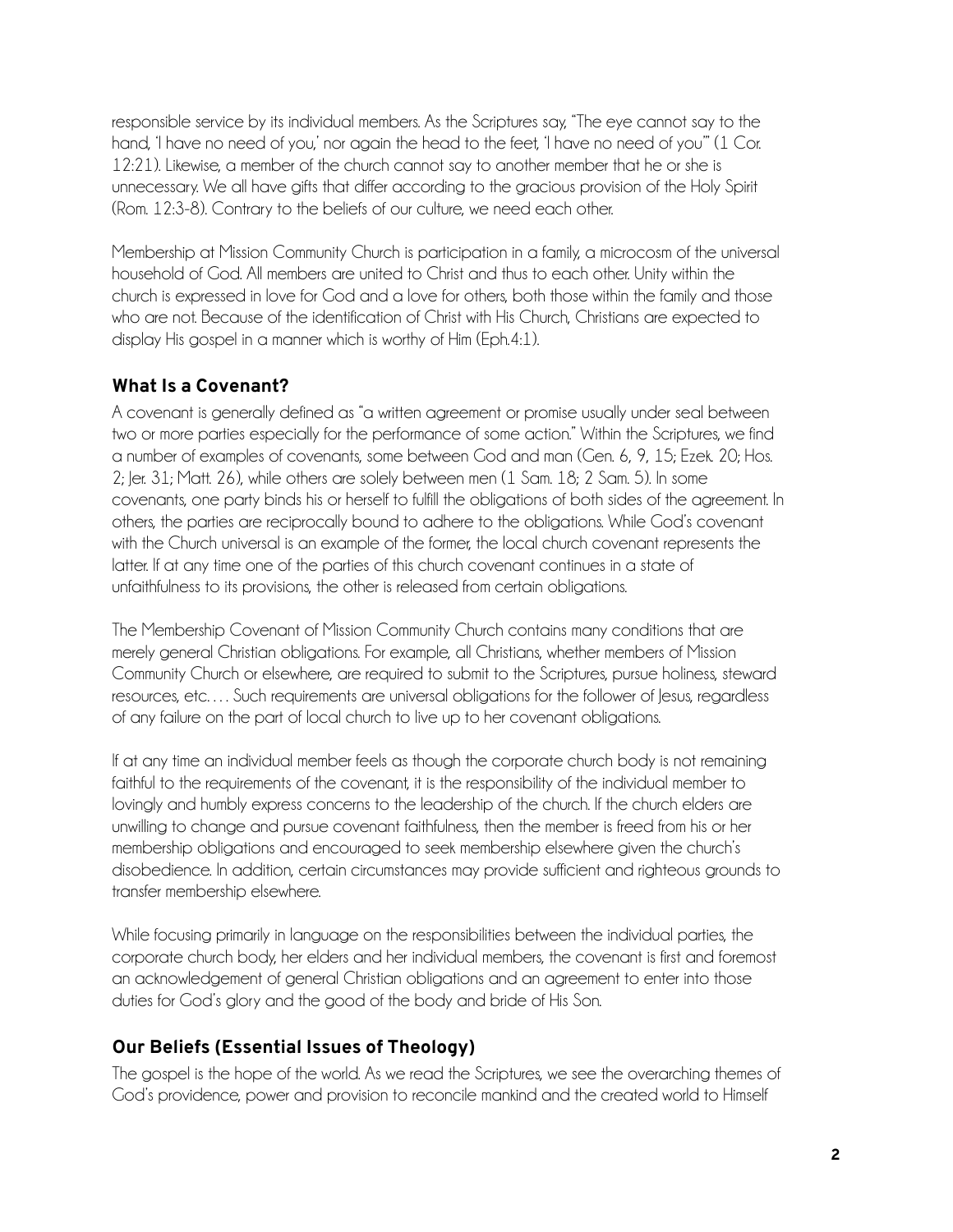responsible service by its individual members. As the Scriptures say, "The eye cannot say to the hand, 'I have no need of you,' nor again the head to the feet, 'I have no need of you'" (1 Cor. 12:21). Likewise, a member of the church cannot say to another member that he or she is unnecessary. We all have gifts that differ according to the gracious provision of the Holy Spirit (Rom. 12:3-8). Contrary to the beliefs of our culture, we need each other.

Membership at Mission Community Church is participation in a family, a microcosm of the universal household of God. All members are united to Christ and thus to each other. Unity within the church is expressed in love for God and a love for others, both those within the family and those who are not. Because of the identification of Christ with His Church, Christians are expected to display His gospel in a manner which is worthy of Him (Eph.4:1).

### What Is a Covenant?

A covenant is generally defined as "a written agreement or promise usually under seal between two or more parties especially for the performance of some action." Within the Scriptures, we find a number of examples of covenants, some between God and man (Gen. 6, 9, 15; Ezek. 20; Hos. 2; Jer. 31; Matt. 26), while others are solely between men (1 Sam. 18; 2 Sam. 5). In some covenants, one party binds his or herself to fulfill the obligations of both sides of the agreement. In others, the parties are reciprocally bound to adhere to the obligations. While God's covenant with the Church universal is an example of the former, the local church covenant represents the latter. If at any time one of the parties of this church covenant continues in a state of unfaithfulness to its provisions, the other is released from certain obligations.

The Membership Covenant of Mission Community Church contains many conditions that are merely general Christian obligations. For example, all Christians, whether members of Mission Community Church or elsewhere, are required to submit to the Scriptures, pursue holiness, steward resources, etc.... Such requirements are universal obligations for the follower of Jesus, regardless of any failure on the part of local church to live up to her covenant obligations.

If at any time an individual member feels as though the corporate church body is not remaining faithful to the requirements of the covenant, it is the responsibility of the individual member to lovingly and humbly express concerns to the leadership of the church. If the church elders are unwilling to change and pursue covenant faithfulness, then the member is freed from his or her membership obligations and encouraged to seek membership elsewhere given the church's disobedience. In addition, certain circumstances may provide sufficient and righteous grounds to transfer membership elsewhere.

While focusing primarily in language on the responsibilities between the individual parties, the corporate church body, her elders and her individual members, the covenant is first and foremost an acknowledgement of general Christian obligations and an agreement to enter into those duties for God's glory and the good of the body and bride of His Son.

### Our Beliefs (Essential Issues of Theology)

The gospel is the hope of the world. As we read the Scriptures, we see the overarching themes of God's providence, power and provision to reconcile mankind and the created world to Himself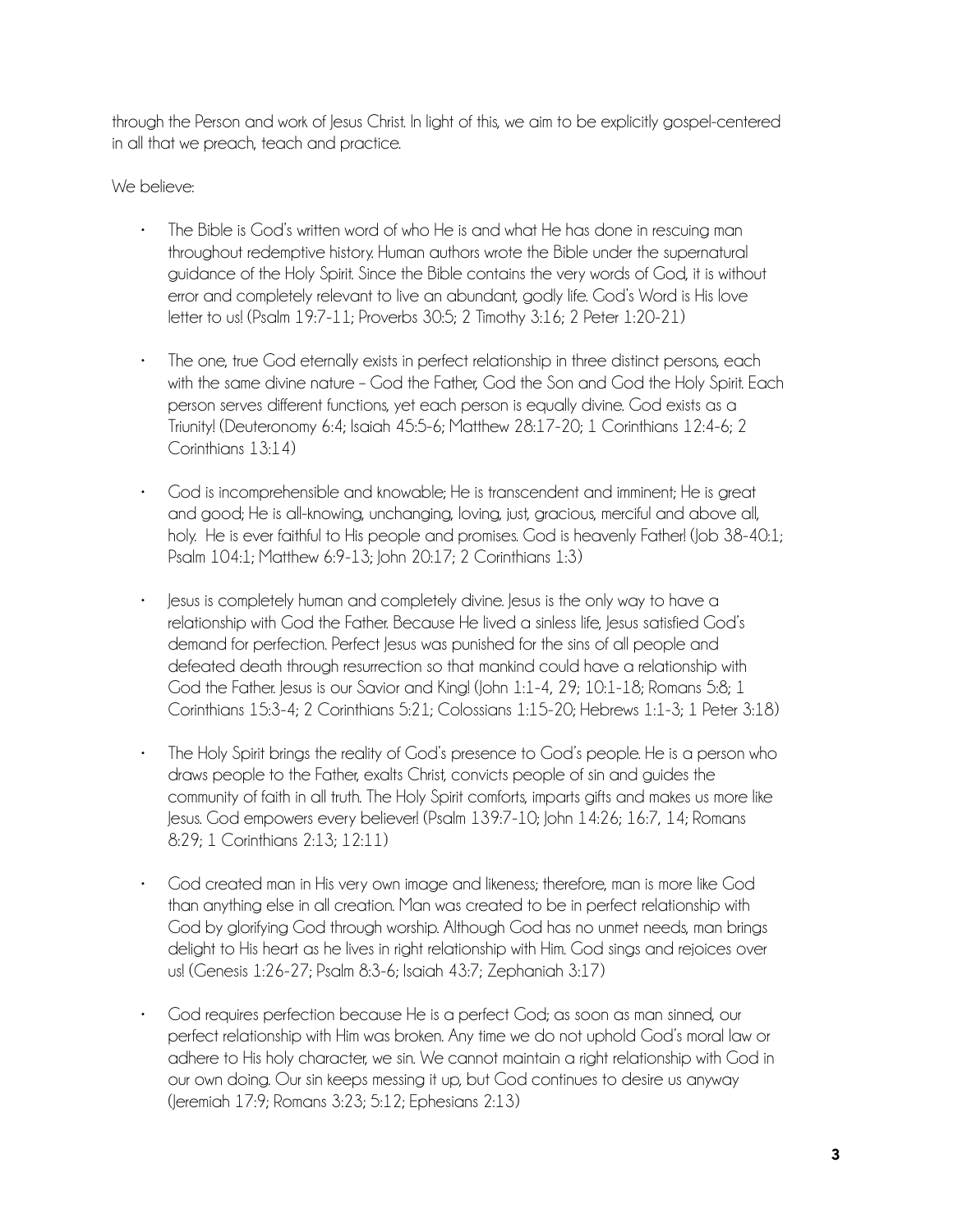through the Person and work of Jesus Christ. In light of this, we aim to be explicitly gospel-centered in all that we preach, teach and practice.

We believe:

- The Bible is God's written word of who He is and what He has done in rescuing man throughout redemptive history. Human authors wrote the Bible under the supernatural guidance of the Holy Spirit. Since the Bible contains the very words of God, it is without error and completely relevant to live an abundant, godly life. God's Word is His love letter to us! (Psalm 19:7-11; Proverbs 30:5; 2 Timothy 3:16; 2 Peter 1:20-21)

- The one, true God eternally exists in perfect relationship in three distinct persons, each with the same divine nature – God the Father, God the Son and God the Holy Spirit. Each person serves different functions, yet each person is equally divine. God exists as a Triunity! (Deuteronomy 6:4; Isaiah 45:5-6; Matthew 28:17-20; 1 Corinthians 12:4-6; 2 Corinthians 13:14)

- God is incomprehensible and knowable; He is transcendent and imminent; He is great and good; He is all-knowing, unchanging, loving, just, gracious, merciful and above all, holy. He is ever faithful to His people and promises. God is heavenly Father! (Job 38-40:1; Psalm 104:1; Matthew 6:9-13; John 20:17; 2 Corinthians 1:3)

- Jesus is completely human and completely divine. Jesus is the only way to have a relationship with God the Father. Because He lived a sinless life, Jesus satisfied God's demand for perfection. Perfect Jesus was punished for the sins of all people and defeated death through resurrection so that mankind could have a relationship with God the Father. Jesus is our Savior and King! (John 1:1-4, 29; 10:1-18; Romans 5:8; 1 Corinthians 15:3-4; 2 Corinthians 5:21; Colossians 1:15-20; Hebrews 1:1-3; 1 Peter 3:18)

- The Holy Spirit brings the reality of God's presence to God's people. He is a person who draws people to the Father, exalts Christ, convicts people of sin and guides the community of faith in all truth. The Holy Spirit comforts, imparts gifts and makes us more like Jesus. God empowers every believer! (Psalm 139:7-10; John 14:26; 16:7, 14; Romans 8:29; 1 Corinthians 2:13; 12:11)

- God created man in His very own image and likeness; therefore, man is more like God than anything else in all creation. Man was created to be in perfect relationship with God by glorifying God through worship. Although God has no unmet needs, man brings delight to His heart as he lives in right relationship with Him. God sings and rejoices over us! (Genesis 1:26-27; Psalm 8:3-6; Isaiah 43:7; Zephaniah 3:17)

- God requires perfection because He is a perfect God; as soon as man sinned, our perfect relationship with Him was broken. Any time we do not uphold God's moral law or adhere to His holy character, we sin. We cannot maintain a right relationship with God in our own doing. Our sin keeps messing it up, but God continues to desire us anyway (Jeremiah 17:9; Romans 3:23; 5:12; Ephesians 2:13)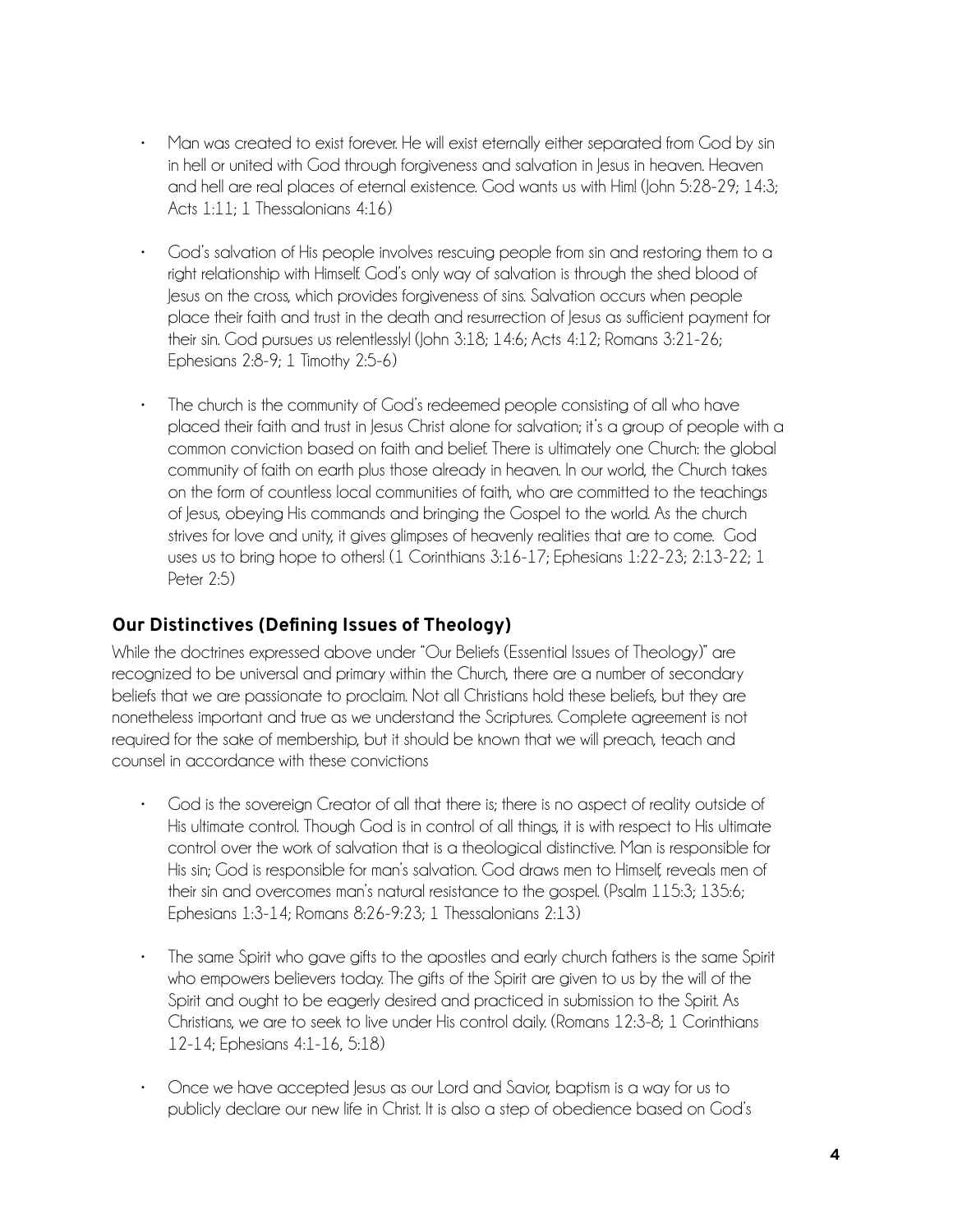- Man was created to exist forever. He will exist eternally either separated from God by sin in hell or united with God through forgiveness and salvation in Jesus in heaven. Heaven and hell are real places of eternal existence. God wants us with Him! (John 5:28-29; 14:3; Acts 1:11; 1 Thessalonians 4:16)

- God's salvation of His people involves rescuing people from sin and restoring them to a right relationship with Himself. God's only way of salvation is through the shed blood of Jesus on the cross, which provides forgiveness of sins. Salvation occurs when people place their faith and trust in the death and resurrection of Jesus as sufficient payment for their sin. God pursues us relentlessly! (John 3:18; 14:6; Acts 4:12; Romans 3:21-26; Ephesians 2:8-9; 1 Timothy 2:5-6)

- The church is the community of God's redeemed people consisting of all who have placed their faith and trust in Jesus Christ alone for salvation; it's a group of people with a common conviction based on faith and belief. There is ultimately one Church: the global community of faith on earth plus those already in heaven. In our world, the Church takes on the form of countless local communities of faith, who are committed to the teachings of Jesus, obeying His commands and bringing the Gospel to the world. As the church strives for love and unity, it gives glimpses of heavenly realities that are to come. God uses us to bring hope to others! (1 Corinthians 3:16-17; Ephesians 1:22-23; 2:13-22; 1 Peter 2:5)

## Our Distinctives (Defining Issues of Theology)

While the doctrines expressed above under "Our Beliefs (Essential Issues of Theology)" are recognized to be universal and primary within the Church, there are a number of secondary beliefs that we are passionate to proclaim. Not all Christians hold these beliefs, but they are nonetheless important and true as we understand the Scriptures. Complete agreement is not required for the sake of membership, but it should be known that we will preach, teach and counsel in accordance with these convictions

- God is the sovereign Creator of all that there is; there is no aspect of reality outside of His ultimate control. Though God is in control of all things, it is with respect to His ultimate control over the work of salvation that is a theological distinctive. Man is responsible for His sin; God is responsible for man's salvation. God draws men to Himself, reveals men of their sin and overcomes man's natural resistance to the gospel. (Psalm 115:3; 135:6; Ephesians 1:3-14; Romans 8:26-9:23; 1 Thessalonians 2:13)

- The same Spirit who gave gifts to the apostles and early church fathers is the same Spirit who empowers believers today. The gifts of the Spirit are given to us by the will of the Spirit and ought to be eagerly desired and practiced in submission to the Spirit. As Christians, we are to seek to live under His control daily. (Romans 12:3-8; 1 Corinthians 12-14; Ephesians 4:1-16, 5:18)

- Once we have accepted Jesus as our Lord and Savior, baptism is a way for us to publicly declare our new life in Christ. It is also a step of obedience based on God's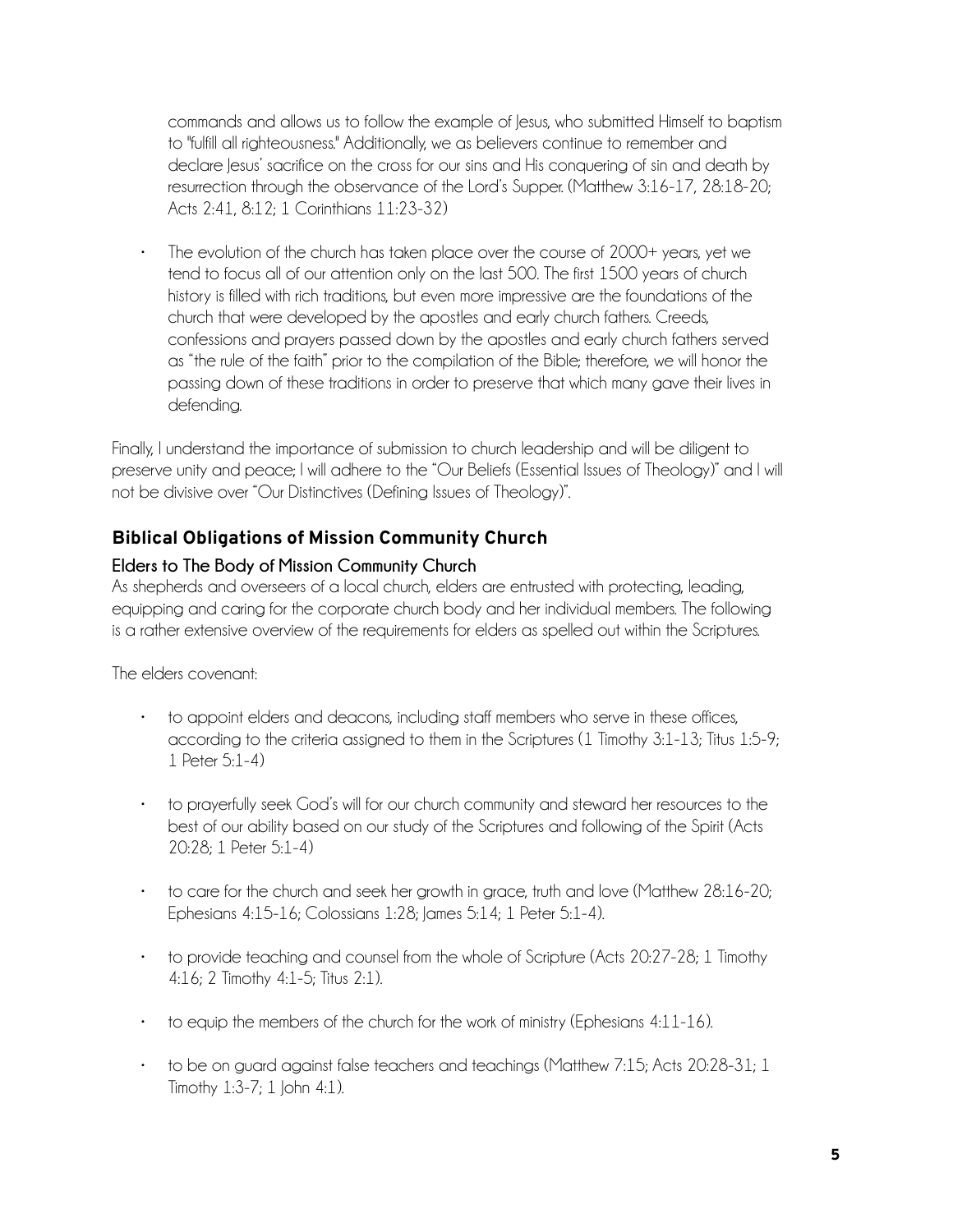commands and allows us to follow the example of Jesus, who submitted Himself to baptism to "fulfill all righteousness." Additionally, we as believers continue to remember and declare Jesus' sacrifice on the cross for our sins and His conquering of sin and death by resurrection through the observance of the Lord's Supper. (Matthew 3:16-17, 28:18-20; Acts 2:41, 8:12; 1 Corinthians 11:23-32)

- The evolution of the church has taken place over the course of 2000+ years, yet we tend to focus all of our attention only on the last 500. The first 1500 years of church history is filled with rich traditions, but even more impressive are the foundations of the church that were developed by the apostles and early church fathers. Creeds, confessions and prayers passed down by the apostles and early church fathers served as "the rule of the faith" prior to the compilation of the Bible; therefore, we will honor the passing down of these traditions in order to preserve that which many gave their lives in defending.

Finally, I understand the importance of submission to church leadership and will be diligent to preserve unity and peace; I will adhere to the "Our Beliefs (Essential Issues of Theology)" and I will not be divisive over "Our Distinctives (Defining Issues of Theology)".

## Biblical Obligations of Mission Community Church

### Elders to The Body of Mission Community Church

As shepherds and overseers of a local church, elders are entrusted with protecting, leading, equipping and caring for the corporate church body and her individual members. The following is a rather extensive overview of the requirements for elders as spelled out within the Scriptures.

The elders covenant:

- to appoint elders and deacons, including staff members who serve in these offices, according to the criteria assigned to them in the Scriptures (1 Timothy 3:1-13; Titus 1:5-9; 1 Peter 5:1-4)
- to prayerfully seek God's will for our church community and steward her resources to the best of our ability based on our study of the Scriptures and following of the Spirit (Acts 20:28; 1 Peter 5:1-4)
- to care for the church and seek her growth in grace, truth and love (Matthew 28:16-20; Ephesians 4:15-16; Colossians 1:28; James 5:14; 1 Peter 5:1-4).
- to provide teaching and counsel from the whole of Scripture (Acts 20:27-28; 1 Timothy 4:16; 2 Timothy 4:1-5; Titus 2:1).
- to equip the members of the church for the work of ministry (Ephesians 4:11-16).
- to be on guard against false teachers and teachings (Matthew 7:15; Acts 20:28-31; 1 Timothy 1:3-7; 1 John 4:1).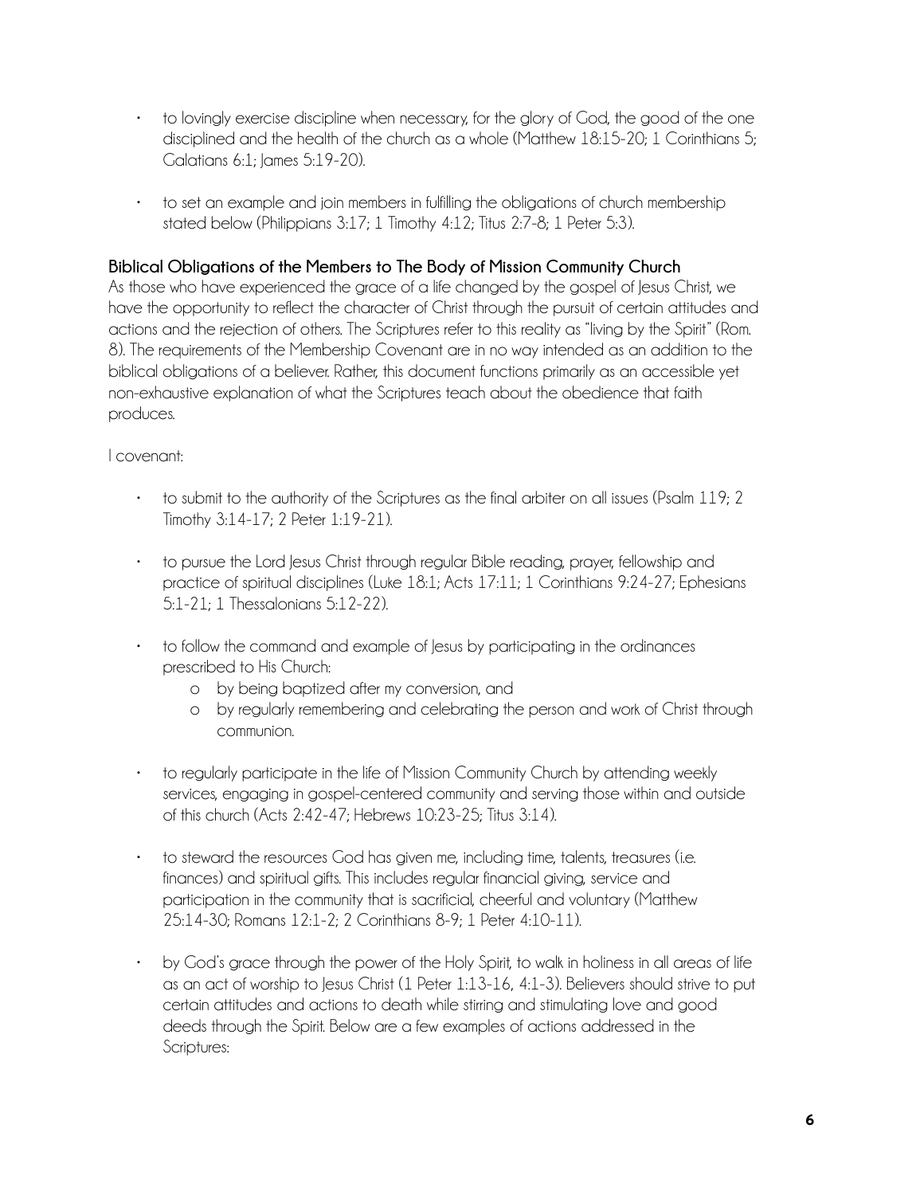- to lovingly exercise discipline when necessary, for the glory of God, the good of the one disciplined and the health of the church as a whole (Matthew 18:15-20; 1 Corinthians 5; Galatians 6:1; James 5:19-20).

- to set an example and join members in fulfilling the obligations of church membership stated below (Philippians 3:17; 1 Timothy 4:12; Titus 2:7-8; 1 Peter 5:3).

**Biblical Obligations of the Members to The Body of Mission Community Church**

As those who have experienced the grace of a life changed by the gospel of Jesus Christ, we have the opportunity to reflect the character of Christ through the pursuit of certain attitudes and actions and the rejection of others. The Scriptures refer to this reality as "living by the Spirit" (Rom. 8). The requirements of the Membership Covenant are in no way intended as an addition to the biblical obligations of a believer. Rather, this document functions primarily as an accessible yet non-exhaustive explanation of what the Scriptures teach about the obedience that faith produces.

I covenant:

- to submit to the authority of the Scriptures as the final arbiter on all issues (Psalm 119; 2 Timothy 3:14-17; 2 Peter 1:19-21).

- to pursue the Lord Jesus Christ through regular Bible reading, prayer, fellowship and practice of spiritual disciplines (Luke 18:1; Acts 17:11; 1 Corinthians 9:24-27; Ephesians 5:1-21; 1 Thessalonians 5:12-22).

- to follow the command and example of Jesus by participating in the ordinances prescribed to His Church:
  - by being baptized after my conversion, and
  - by regularly remembering and celebrating the person and work of Christ through communion.

- to regularly participate in the life of Mission Community Church by attending weekly services, engaging in gospel-centered community and serving those within and outside of this church (Acts 2:42-47; Hebrews 10:23-25; Titus 3:14).

- to steward the resources God has given me, including time, talents, treasures (i.e. finances) and spiritual gifts. This includes regular financial giving, service and participation in the community that is sacrificial, cheerful and voluntary (Matthew 25:14-30; Romans 12:1-2; 2 Corinthians 8-9; 1 Peter 4:10-11).

- by God's grace through the power of the Holy Spirit, to walk in holiness in all areas of life as an act of worship to Jesus Christ (1 Peter 1:13-16, 4:1-3). Believers should strive to put certain attitudes and actions to death while stirring and stimulating love and good deeds through the Spirit. Below are a few examples of actions addressed in the Scriptures: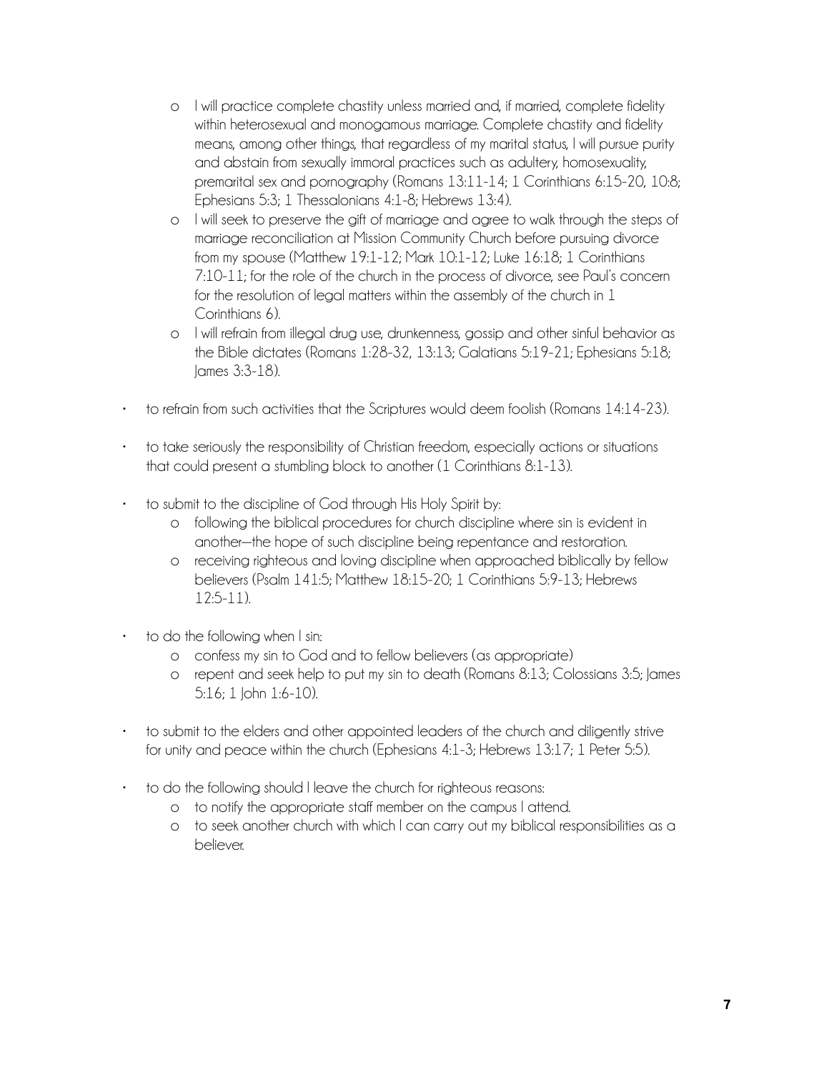- I will practice complete chastity unless married and, if married, complete fidelity within heterosexual and monogamous marriage. Complete chastity and fidelity means, among other things, that regardless of my marital status, I will pursue purity and abstain from sexually immoral practices such as adultery, homosexuality, premarital sex and pornography (Romans 13:11-14; 1 Corinthians 6:15-20, 10:8; Ephesians 5:3; 1 Thessalonians 4:1-8; Hebrews 13:4).
  - I will seek to preserve the gift of marriage and agree to walk through the steps of marriage reconciliation at Mission Community Church before pursuing divorce from my spouse (Matthew 19:1-12; Mark 10:1-12; Luke 16:18; 1 Corinthians 7:10-11; for the role of the church in the process of divorce, see Paul's concern for the resolution of legal matters within the assembly of the church in 1 Corinthians 6).
  - I will refrain from illegal drug use, drunkenness, gossip and other sinful behavior as the Bible dictates (Romans 1:28-32, 13:13; Galatians 5:19-21; Ephesians 5:18; James 3:3-18).

- to refrain from such activities that the Scriptures would deem foolish (Romans 14:14-23).

- to take seriously the responsibility of Christian freedom, especially actions or situations that could present a stumbling block to another (1 Corinthians 8:1-13).

- to submit to the discipline of God through His Holy Spirit by:
  - following the biblical procedures for church discipline where sin is evident in another—the hope of such discipline being repentance and restoration.
  - receiving righteous and loving discipline when approached biblically by fellow believers (Psalm 141:5; Matthew 18:15-20; 1 Corinthians 5:9-13; Hebrews 12:5-11).

- to do the following when I sin:
  - confess my sin to God and to fellow believers (as appropriate)
  - repent and seek help to put my sin to death (Romans 8:13; Colossians 3:5; James 5:16; 1 John 1:6-10).

- to submit to the elders and other appointed leaders of the church and diligently strive for unity and peace within the church (Ephesians 4:1-3; Hebrews 13:17; 1 Peter 5:5).

- to do the following should I leave the church for righteous reasons:
  - to notify the appropriate staff member on the campus I attend.
  - to seek another church with which I can carry out my biblical responsibilities as a believer.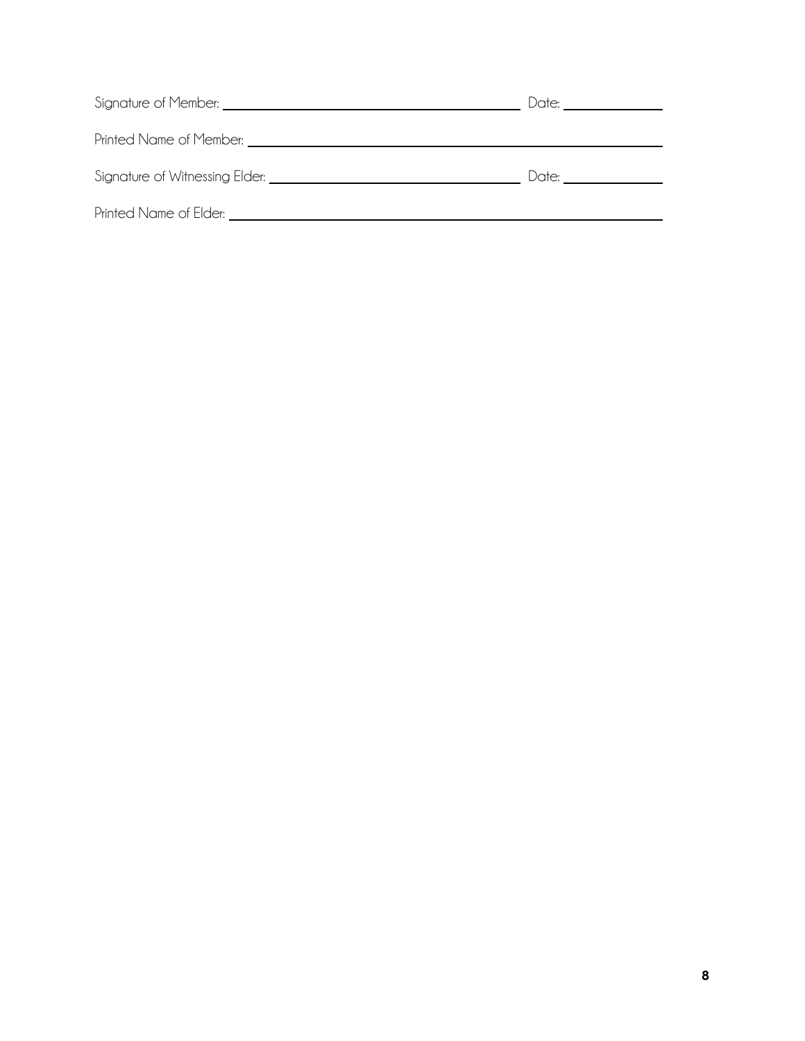Signature of Member: ______________________________________ Date: _____________

Printed Name of Member: ____________________________________________________

Signature of Witnessing Elder: _______________________________ Date: _____________

Printed Name of Elder: _____________________________________________________